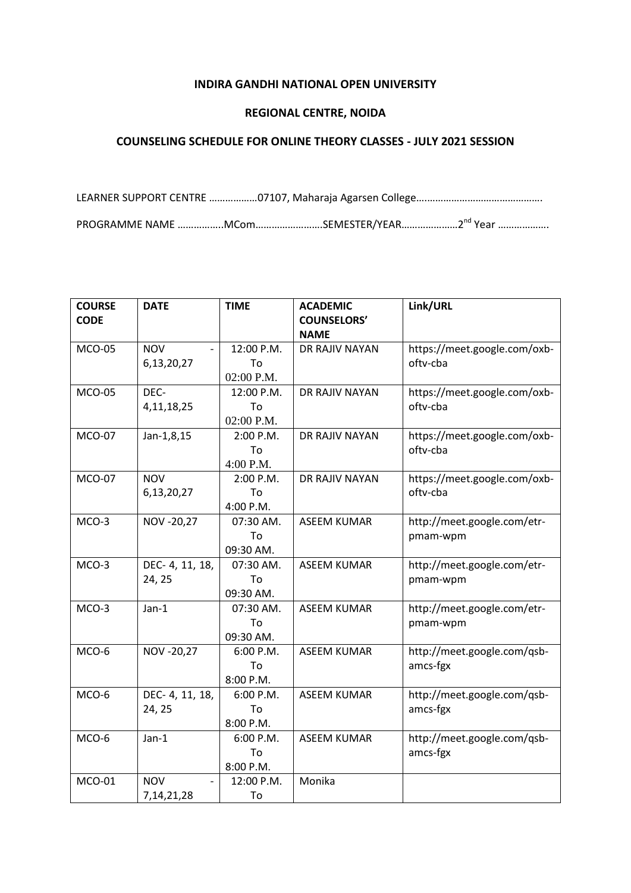**INDIRA GANDHI NATIONAL OPEN UNIVERSITY**

**REGIONAL CENTRE, NOIDA**

**COUNSELING SCHEDULE FOR ONLINE THEORY CLASSES - JULY 2021 SESSION**

LEARNER SUPPORT CENTRE ………………07107, Maharaja Agarsen College……………………………………….

PROGRAMME NAME ……………..MCom…………………….SEMESTER/YEAR…………………2nd Year ……………….

| COURSE CODE | DATE | TIME | ACADEMIC COUNSELORS' NAME | Link/URL |
|---|---|---|---|---|
| MCO-05 | NOV - 6,13,20,27 | 12:00 P.M. To 02:00 P.M. | DR RAJIV NAYAN | https://meet.google.com/oxb-oftv-cba |
| MCO-05 | DEC- 4,11,18,25 | 12:00 P.M. To 02:00 P.M. | DR RAJIV NAYAN | https://meet.google.com/oxb-oftv-cba |
| MCO-07 | Jan-1,8,15 | 2:00 P.M. To 4:00 P.M. | DR RAJIV NAYAN | https://meet.google.com/oxb-oftv-cba |
| MCO-07 | NOV 6,13,20,27 | 2:00 P.M. To 4:00 P.M. | DR RAJIV NAYAN | https://meet.google.com/oxb-oftv-cba |
| MCO-3 | NOV -20,27 | 07:30 AM. To 09:30 AM. | ASEEM KUMAR | http://meet.google.com/etr-pmam-wpm |
| MCO-3 | DEC- 4, 11, 18, 24, 25 | 07:30 AM. To 09:30 AM. | ASEEM KUMAR | http://meet.google.com/etr-pmam-wpm |
| MCO-3 | Jan-1 | 07:30 AM. To 09:30 AM. | ASEEM KUMAR | http://meet.google.com/etr-pmam-wpm |
| MCO-6 | NOV -20,27 | 6:00 P.M. To 8:00 P.M. | ASEEM KUMAR | http://meet.google.com/qsb-amcs-fgx |
| MCO-6 | DEC- 4, 11, 18, 24, 25 | 6:00 P.M. To 8:00 P.M. | ASEEM KUMAR | http://meet.google.com/qsb-amcs-fgx |
| MCO-6 | Jan-1 | 6:00 P.M. To 8:00 P.M. | ASEEM KUMAR | http://meet.google.com/qsb-amcs-fgx |
| MCO-01 | NOV - 7,14,21,28 | 12:00 P.M. To | Monika | |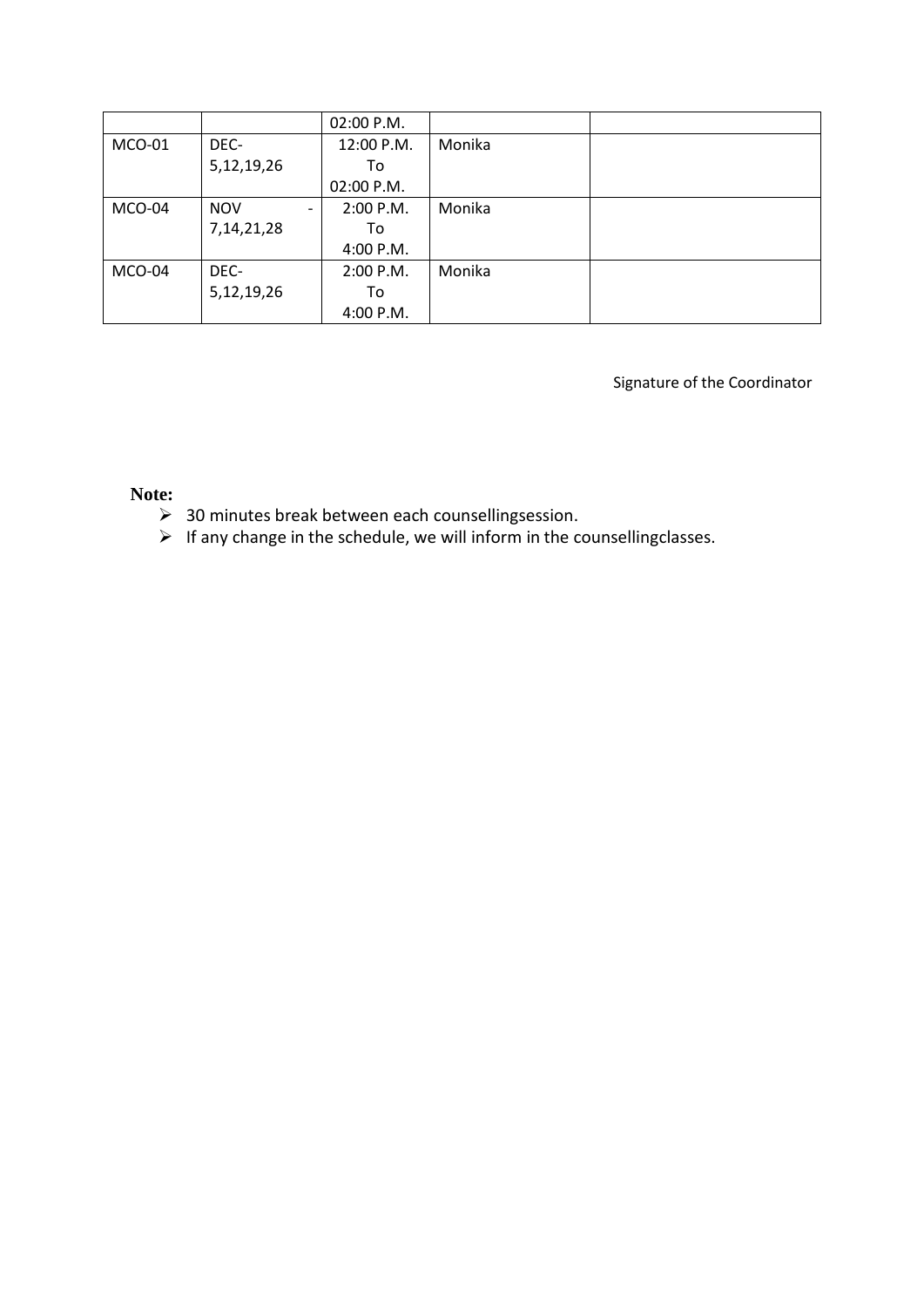| | | | | |
|---|---|---|---|---|
| | | 02:00 P.M. | | |
| MCO-01 | DEC-5,12,19,26 | 12:00 P.M. To 02:00 P.M. | Monika | |
| MCO-04 | NOV - 7,14,21,28 | 2:00 P.M. To 4:00 P.M. | Monika | |
| MCO-04 | DEC-5,12,19,26 | 2:00 P.M. To 4:00 P.M. | Monika | |

Signature of the Coordinator

**Note:**

- 30 minutes break between each counsellingsession.
- If any change in the schedule, we will inform in the counsellingclasses.